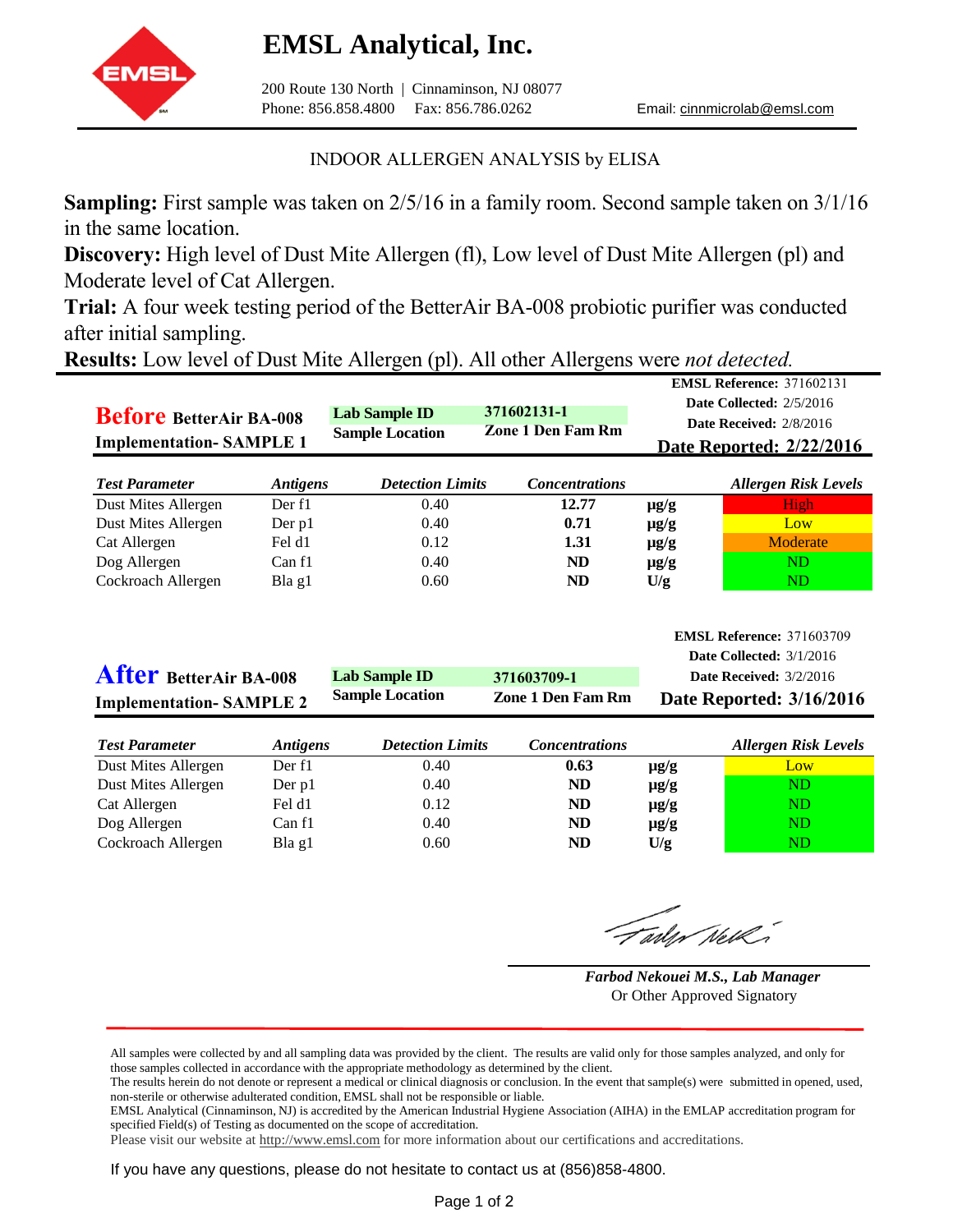# EMSL Analytical, Inc.

200 Route 130 North | Cinnaminson, NJ 08077
Phone: 856.858.4800 Fax: 856.786.0262 Email: cinnmicrolab@emsl.com

INDOOR ALLERGEN ANALYSIS by ELISA

**Sampling:** First sample was taken on 2/5/16 in a family room. Second sample taken on 3/1/16 in the same location.

**Discovery:** High level of Dust Mite Allergen (fl), Low level of Dust Mite Allergen (pl) and Moderate level of Cat Allergen.

**Trial:** A four week testing period of the BetterAir BA-008 probiotic purifier was conducted after initial sampling.

**Results:** Low level of Dust Mite Allergen (pl). All other Allergens were *not detected.*

## Before BetterAir BA-008 Implementation- SAMPLE 1

**Lab Sample ID:** 371602131-1
**Sample Location:** Zone 1 Den Fam Rm

**EMSL Reference:** 371602131
**Date Collected:** 2/5/2016
**Date Received:** 2/8/2016
**Date Reported: 2/22/2016**

| *Test Parameter* | *Antigens* | *Detection Limits* | *Concentrations* | | *Allergen Risk Levels* |
|---|---|---|---|---|---|
| Dust Mites Allergen | Der f1 | 0.40 | **12.77** | **µg/g** | High |
| Dust Mites Allergen | Der p1 | 0.40 | **0.71** | **µg/g** | Low |
| Cat Allergen | Fel d1 | 0.12 | **1.31** | **µg/g** | Moderate |
| Dog Allergen | Can f1 | 0.40 | **ND** | **µg/g** | ND |
| Cockroach Allergen | Bla g1 | 0.60 | **ND** | **U/g** | ND |

## After BetterAir BA-008 Implementation- SAMPLE 2

**Lab Sample ID:** 371603709-1
**Sample Location:** Zone 1 Den Fam Rm

**EMSL Reference:** 371603709
**Date Collected:** 3/1/2016
**Date Received:** 3/2/2016
**Date Reported: 3/16/2016**

| *Test Parameter* | *Antigens* | *Detection Limits* | *Concentrations* | | *Allergen Risk Levels* |
|---|---|---|---|---|---|
| Dust Mites Allergen | Der f1 | 0.40 | **0.63** | **µg/g** | Low |
| Dust Mites Allergen | Der p1 | 0.40 | **ND** | **µg/g** | ND |
| Cat Allergen | Fel d1 | 0.12 | **ND** | **µg/g** | ND |
| Dog Allergen | Can f1 | 0.40 | **ND** | **µg/g** | ND |
| Cockroach Allergen | Bla g1 | 0.60 | **ND** | **U/g** | ND |

*Farbod Nekouei M.S., Lab Manager*
Or Other Approved Signatory

All samples were collected by and all sampling data was provided by the client. The results are valid only for those samples analyzed, and only for those samples collected in accordance with the appropriate methodology as determined by the client.
The results herein do not denote or represent a medical or clinical diagnosis or conclusion. In the event that sample(s) were submitted in opened, used, non-sterile or otherwise adulterated condition, EMSL shall not be responsible or liable.
EMSL Analytical (Cinnaminson, NJ) is accredited by the American Industrial Hygiene Association (AIHA) in the EMLAP accreditation program for specified Field(s) of Testing as documented on the scope of accreditation.
Please visit our website at http://www.emsl.com for more information about our certifications and accreditations.

If you have any questions, please do not hesitate to contact us at (856)858-4800.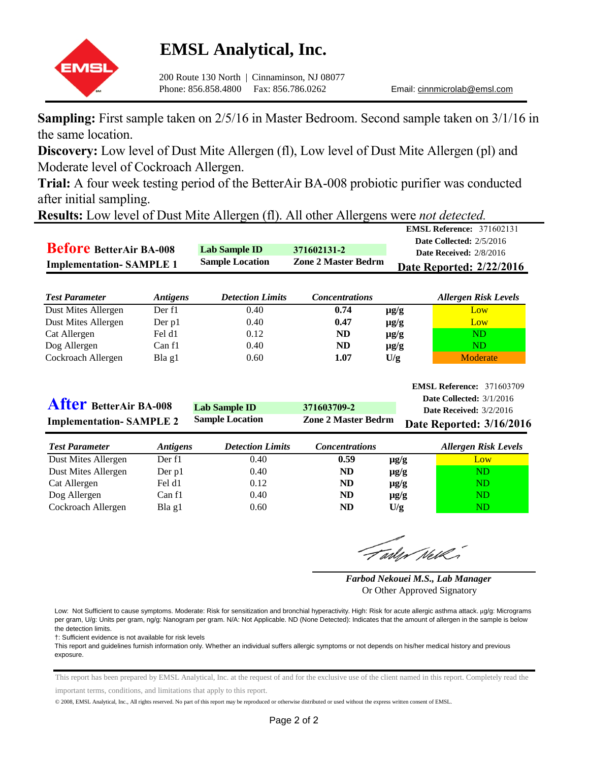# EMSL Analytical, Inc.

200 Route 130 North | Cinnaminson, NJ 08077
Phone: 856.858.4800 Fax: 856.786.0262 Email: cinnmicrolab@emsl.com

**Sampling:** First sample taken on 2/5/16 in Master Bedroom. Second sample taken on 3/1/16 in the same location.
**Discovery:** Low level of Dust Mite Allergen (fl), Low level of Dust Mite Allergen (pl) and Moderate level of Cockroach Allergen.
**Trial:** A four week testing period of the BetterAir BA-008 probiotic purifier was conducted after initial sampling.
**Results:** Low level of Dust Mite Allergen (fl). All other Allergens were *not detected.*

## Before BetterAir BA-008 Implementation- SAMPLE 1

**Lab Sample ID:** 371602131-2
**Sample Location:** Zone 2 Master Bedrm

**EMSL Reference:** 371602131
**Date Collected:** 2/5/2016
**Date Received:** 2/8/2016
**Date Reported: 2/22/2016**

| *Test Parameter* | *Antigens* | *Detection Limits* | *Concentrations* | | *Allergen Risk Levels* |
|---|---|---|---|---|---|
| Dust Mites Allergen | Der f1 | 0.40 | **0.74** | **µg/g** | Low |
| Dust Mites Allergen | Der p1 | 0.40 | **0.47** | **µg/g** | Low |
| Cat Allergen | Fel d1 | 0.12 | **ND** | **µg/g** | ND |
| Dog Allergen | Can f1 | 0.40 | **ND** | **µg/g** | ND |
| Cockroach Allergen | Bla g1 | 0.60 | **1.07** | **U/g** | Moderate |

## After BetterAir BA-008 Implementation- SAMPLE 2

**Lab Sample ID:** 371603709-2
**Sample Location:** Zone 2 Master Bedrm

**EMSL Reference:** 371603709
**Date Collected:** 3/1/2016
**Date Received:** 3/2/2016
**Date Reported: 3/16/2016**

| *Test Parameter* | *Antigens* | *Detection Limits* | *Concentrations* | | *Allergen Risk Levels* |
|---|---|---|---|---|---|
| Dust Mites Allergen | Der f1 | 0.40 | **0.59** | **µg/g** | Low |
| Dust Mites Allergen | Der p1 | 0.40 | **ND** | **µg/g** | ND |
| Cat Allergen | Fel d1 | 0.12 | **ND** | **µg/g** | ND |
| Dog Allergen | Can f1 | 0.40 | **ND** | **µg/g** | ND |
| Cockroach Allergen | Bla g1 | 0.60 | **ND** | **U/g** | ND |

***Farbod Nekouei M.S., Lab Manager***
Or Other Approved Signatory

Low: Not Sufficient to cause symptoms. Moderate: Risk for sensitization and bronchial hyperactivity. High: Risk for acute allergic asthma attack. µg/g: Micrograms per gram, U/g: Units per gram, ng/g: Nanogram per gram. N/A: Not Applicable. ND (None Detected): Indicates that the amount of allergen in the sample is below the detection limits.

†: Sufficient evidence is not available for risk levels

This report and guidelines furnish information only. Whether an individual suffers allergic symptoms or not depends on his/her medical history and previous exposure.

This report has been prepared by EMSL Analytical, Inc. at the request of and for the exclusive use of the client named in this report. Completely read the important terms, conditions, and limitations that apply to this report.

© 2008, EMSL Analytical, Inc., All rights reserved. No part of this report may be reproduced or otherwise distributed or used without the express written consent of EMSL.